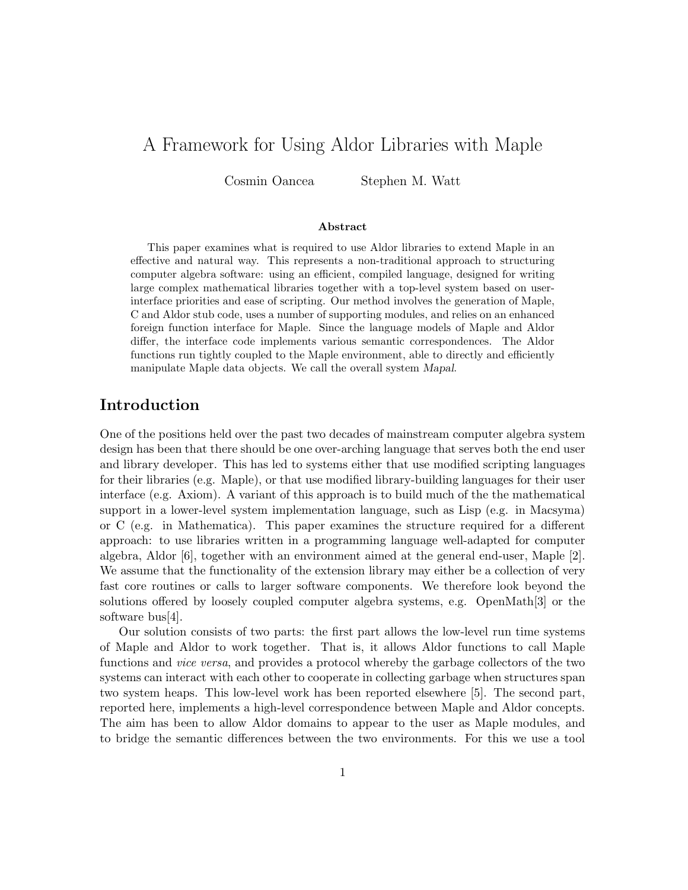# A Framework for Using Aldor Libraries with Maple

Cosmin Oancea Stephen M. Watt

### Abstract

This paper examines what is required to use Aldor libraries to extend Maple in an effective and natural way. This represents a non-traditional approach to structuring computer algebra software: using an efficient, compiled language, designed for writing large complex mathematical libraries together with a top-level system based on user-interface priorities and ease of scripting. Our method involves the generation of Maple, C and Aldor stub code, uses a number of supporting modules, and relies on an enhanced foreign function interface for Maple. Since the language models of Maple and Aldor differ, the interface code implements various semantic correspondences. The Aldor functions run tightly coupled to the Maple environment, able to directly and efficiently manipulate Maple data objects. We call the overall system *Mapal*.

## Introduction

One of the positions held over the past two decades of mainstream computer algebra system design has been that there should be one over-arching language that serves both the end user and library developer. This has led to systems either that use modified scripting languages for their libraries (e.g. Maple), or that use modified library-building languages for their user interface (e.g. Axiom). A variant of this approach is to build much of the the mathematical support in a lower-level system implementation language, such as Lisp (e.g. in Macsyma) or C (e.g. in Mathematica). This paper examines the structure required for a different approach: to use libraries written in a programming language well-adapted for computer algebra, Aldor [6], together with an environment aimed at the general end-user, Maple [2]. We assume that the functionality of the extension library may either be a collection of very fast core routines or calls to larger software components. We therefore look beyond the solutions offered by loosely coupled computer algebra systems, e.g. OpenMath[3] or the software bus[4].

Our solution consists of two parts: the first part allows the low-level run time systems of Maple and Aldor to work together. That is, it allows Aldor functions to call Maple functions and *vice versa*, and provides a protocol whereby the garbage collectors of the two systems can interact with each other to cooperate in collecting garbage when structures span two system heaps. This low-level work has been reported elsewhere [5]. The second part, reported here, implements a high-level correspondence between Maple and Aldor concepts. The aim has been to allow Aldor domains to appear to the user as Maple modules, and to bridge the semantic differences between the two environments. For this we use a tool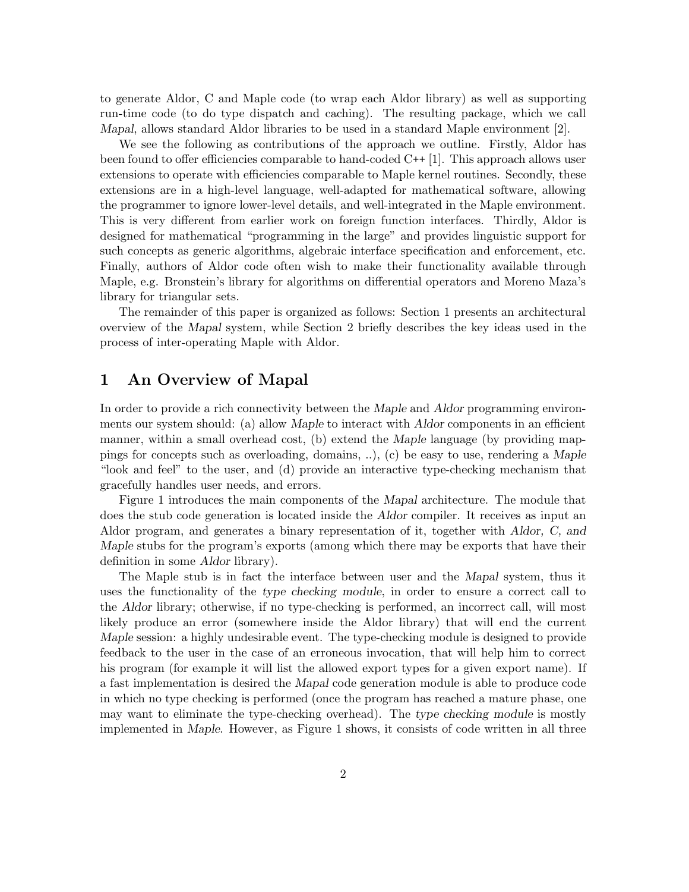to generate Aldor, C and Maple code (to wrap each Aldor library) as well as supporting run-time code (to do type dispatch and caching). The resulting package, which we call *Mapal*, allows standard Aldor libraries to be used in a standard Maple environment [2].

We see the following as contributions of the approach we outline. Firstly, Aldor has been found to offer efficiencies comparable to hand-coded C++ [1]. This approach allows user extensions to operate with efficiencies comparable to Maple kernel routines. Secondly, these extensions are in a high-level language, well-adapted for mathematical software, allowing the programmer to ignore lower-level details, and well-integrated in the Maple environment. This is very different from earlier work on foreign function interfaces. Thirdly, Aldor is designed for mathematical "programming in the large" and provides linguistic support for such concepts as generic algorithms, algebraic interface specification and enforcement, etc. Finally, authors of Aldor code often wish to make their functionality available through Maple, e.g. Bronstein's library for algorithms on differential operators and Moreno Maza's library for triangular sets.

The remainder of this paper is organized as follows: Section 1 presents an architectural overview of the *Mapal* system, while Section 2 briefly describes the key ideas used in the process of inter-operating Maple with Aldor.

# 1 An Overview of Mapal

In order to provide a rich connectivity between the *Maple* and *Aldor* programming environments our system should: (a) allow *Maple* to interact with *Aldor* components in an efficient manner, within a small overhead cost, (b) extend the *Maple* language (by providing mappings for concepts such as overloading, domains, ..), (c) be easy to use, rendering a *Maple* "look and feel" to the user, and (d) provide an interactive type-checking mechanism that gracefully handles user needs, and errors.

Figure 1 introduces the main components of the *Mapal* architecture. The module that does the stub code generation is located inside the *Aldor* compiler. It receives as input an Aldor program, and generates a binary representation of it, together with *Aldor, C, and Maple* stubs for the program's exports (among which there may be exports that have their definition in some *Aldor* library).

The Maple stub is in fact the interface between user and the *Mapal* system, thus it uses the functionality of the *type checking module*, in order to ensure a correct call to the *Aldor* library; otherwise, if no type-checking is performed, an incorrect call, will most likely produce an error (somewhere inside the Aldor library) that will end the current *Maple* session: a highly undesirable event. The type-checking module is designed to provide feedback to the user in the case of an erroneous invocation, that will help him to correct his program (for example it will list the allowed export types for a given export name). If a fast implementation is desired the *Mapal* code generation module is able to produce code in which no type checking is performed (once the program has reached a mature phase, one may want to eliminate the type-checking overhead). The *type checking module* is mostly implemented in *Maple*. However, as Figure 1 shows, it consists of code written in all three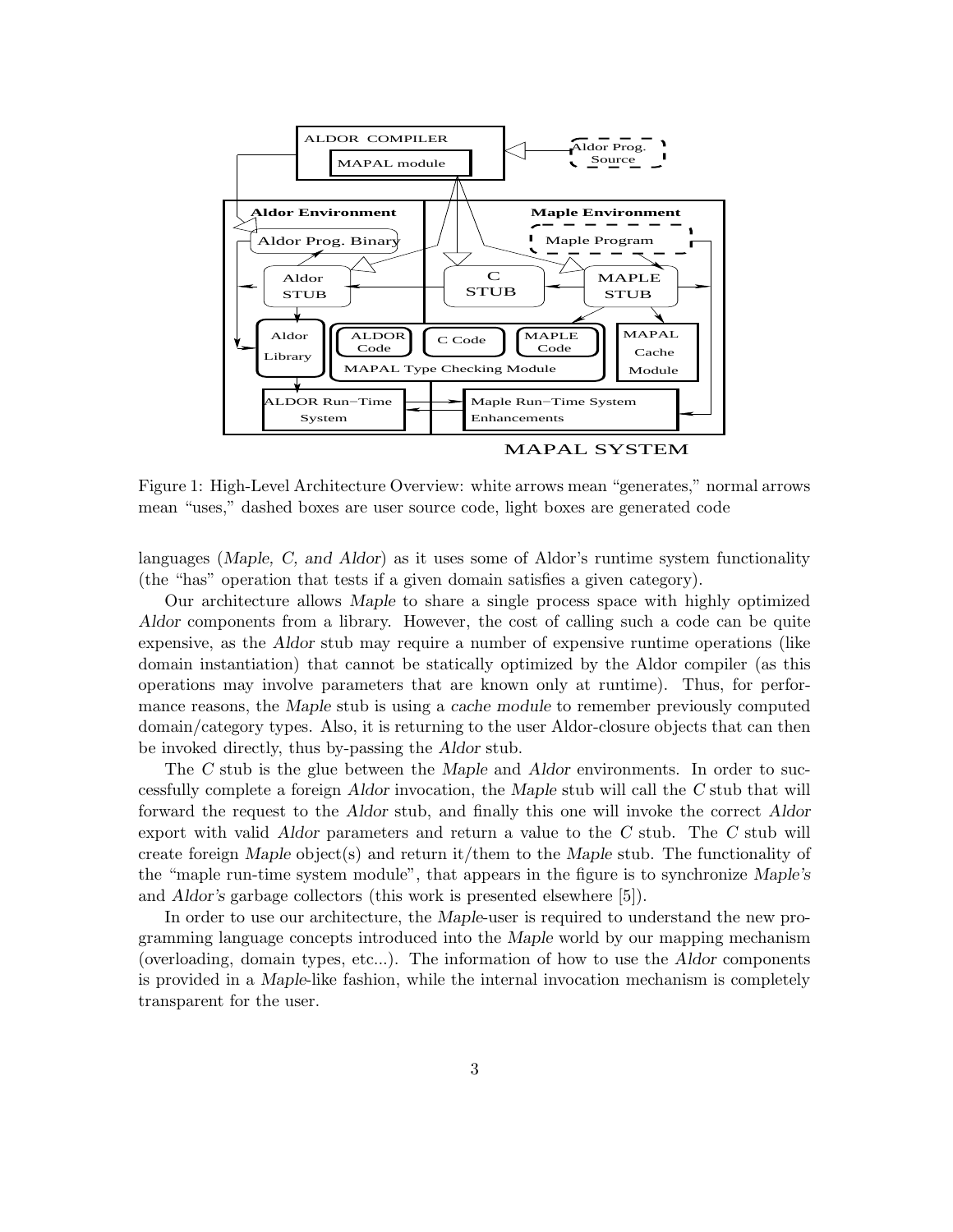Figure 1: High-Level Architecture Overview: white arrows mean "generates," normal arrows mean "uses," dashed boxes are user source code, light boxes are generated code

languages (*Maple, C, and Aldor*) as it uses some of Aldor's runtime system functionality (the "has" operation that tests if a given domain satisfies a given category).

Our architecture allows *Maple* to share a single process space with highly optimized *Aldor* components from a library. However, the cost of calling such a code can be quite expensive, as the *Aldor* stub may require a number of expensive runtime operations (like domain instantiation) that cannot be statically optimized by the Aldor compiler (as this operations may involve parameters that are known only at runtime). Thus, for performance reasons, the *Maple* stub is using a *cache module* to remember previously computed domain/category types. Also, it is returning to the user Aldor-closure objects that can then be invoked directly, thus by-passing the *Aldor* stub.

The *C* stub is the glue between the *Maple* and *Aldor* environments. In order to successfully complete a foreign *Aldor* invocation, the *Maple* stub will call the *C* stub that will forward the request to the *Aldor* stub, and finally this one will invoke the correct *Aldor* export with valid *Aldor* parameters and return a value to the *C* stub. The *C* stub will create foreign *Maple* object(s) and return it/them to the *Maple* stub. The functionality of the "maple run-time system module", that appears in the figure is to synchronize *Maple's* and *Aldor's* garbage collectors (this work is presented elsewhere [5]).

In order to use our architecture, the *Maple*-user is required to understand the new programming language concepts introduced into the *Maple* world by our mapping mechanism (overloading, domain types, etc...). The information of how to use the *Aldor* components is provided in a *Maple*-like fashion, while the internal invocation mechanism is completely transparent for the user.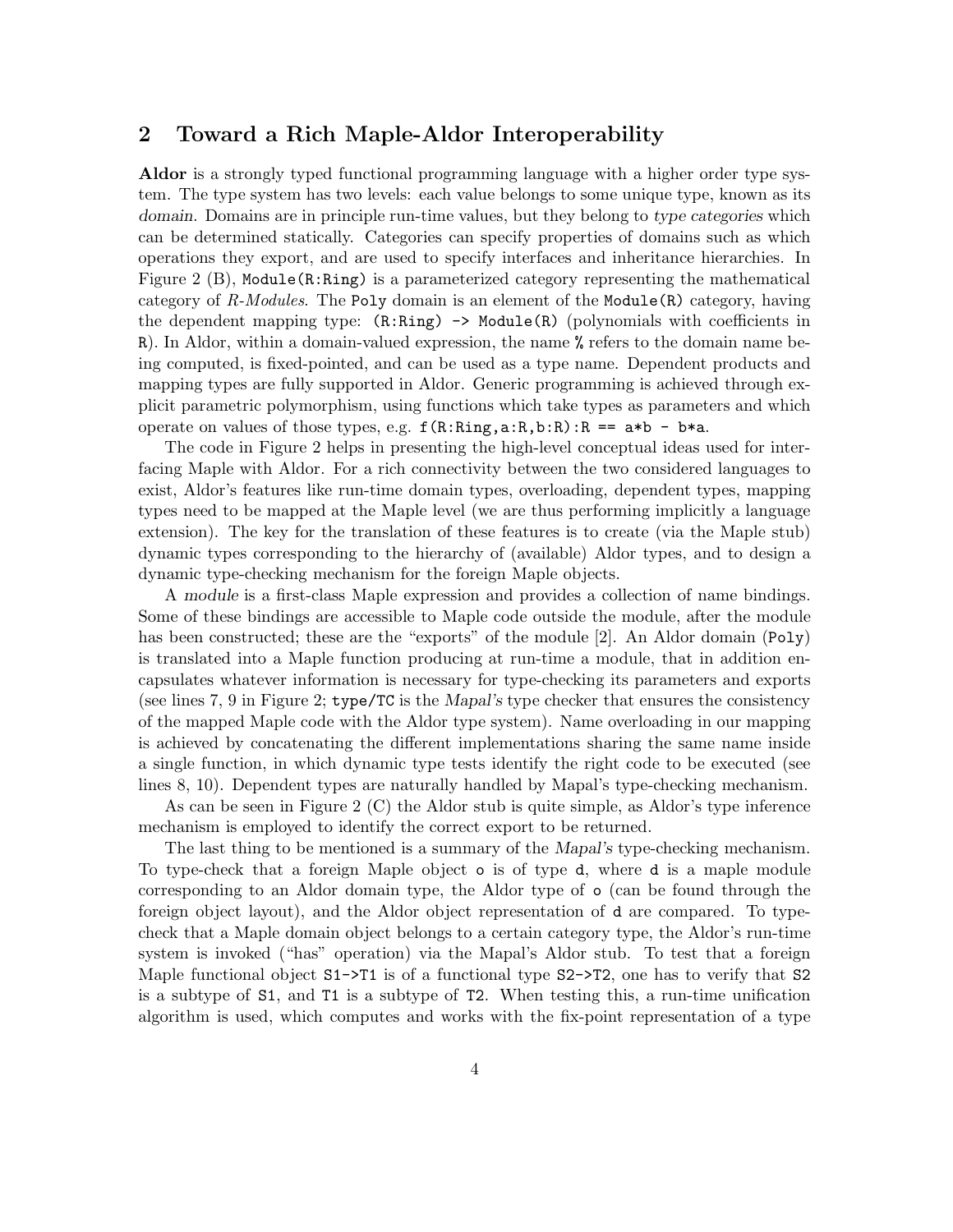## 2 Toward a Rich Maple-Aldor Interoperability

**Aldor** is a strongly typed functional programming language with a higher order type system. The type system has two levels: each value belongs to some unique type, known as its *domain*. Domains are in principle run-time values, but they belong to *type categories* which can be determined statically. Categories can specify properties of domains such as which operations they export, and are used to specify interfaces and inheritance hierarchies. In Figure 2 (B), `Module(R:Ring)` is a parameterized category representing the mathematical category of *R-Modules*. The `Poly` domain is an element of the `Module(R)` category, having the dependent mapping type: `(R:Ring) -> Module(R)` (polynomials with coefficients in `R`). In Aldor, within a domain-valued expression, the name `%` refers to the domain name being computed, is fixed-pointed, and can be used as a type name. Dependent products and mapping types are fully supported in Aldor. Generic programming is achieved through explicit parametric polymorphism, using functions which take types as parameters and which operate on values of those types, e.g. `f(R:Ring,a:R,b:R):R == a*b - b*a`.

The code in Figure 2 helps in presenting the high-level conceptual ideas used for interfacing Maple with Aldor. For a rich connectivity between the two considered languages to exist, Aldor's features like run-time domain types, overloading, dependent types, mapping types need to be mapped at the Maple level (we are thus performing implicitly a language extension). The key for the translation of these features is to create (via the Maple stub) dynamic types corresponding to the hierarchy of (available) Aldor types, and to design a dynamic type-checking mechanism for the foreign Maple objects.

A *module* is a first-class Maple expression and provides a collection of name bindings. Some of these bindings are accessible to Maple code outside the module, after the module has been constructed; these are the "exports" of the module [2]. An Aldor domain (`Poly`) is translated into a Maple function producing at run-time a module, that in addition encapsulates whatever information is necessary for type-checking its parameters and exports (see lines 7, 9 in Figure 2; `type/TC` is the *Mapal's* type checker that ensures the consistency of the mapped Maple code with the Aldor type system). Name overloading in our mapping is achieved by concatenating the different implementations sharing the same name inside a single function, in which dynamic type tests identify the right code to be executed (see lines 8, 10). Dependent types are naturally handled by Mapal's type-checking mechanism.

As can be seen in Figure 2 (C) the Aldor stub is quite simple, as Aldor's type inference mechanism is employed to identify the correct export to be returned.

The last thing to be mentioned is a summary of the *Mapal's* type-checking mechanism. To type-check that a foreign Maple object `o` is of type `d`, where `d` is a maple module corresponding to an Aldor domain type, the Aldor type of `o` (can be found through the foreign object layout), and the Aldor object representation of `d` are compared. To type-check that a Maple domain object belongs to a certain category type, the Aldor's run-time system is invoked ("has" operation) via the Mapal's Aldor stub. To test that a foreign Maple functional object `S1->T1` is of a functional type `S2->T2`, one has to verify that `S2` is a subtype of `S1`, and `T1` is a subtype of `T2`. When testing this, a run-time unification algorithm is used, which computes and works with the fix-point representation of a type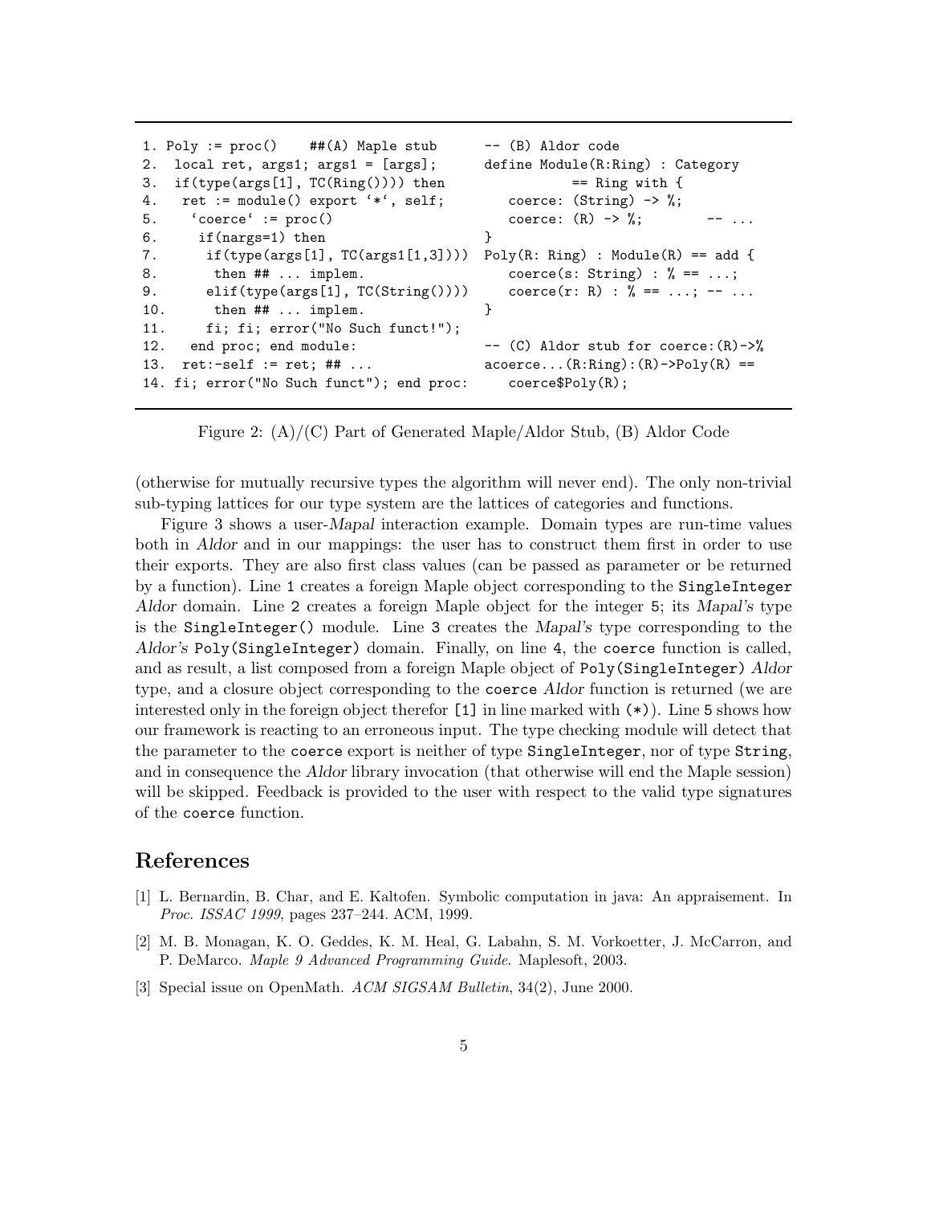```
1. Poly := proc()    ##(A) Maple stub
2.  local ret, args1; args1 = [args];
3.  if(type(args[1], TC(Ring()))) then
4.   ret := module() export '*', self;
5.    'coerce' := proc()
6.     if(nargs=1) then
7.      if(type(args[1], TC(args1[1,3])))
8.       then ## ... implem.
9.      elif(type(args[1], TC(String())))
10.      then ## ... implem.
11.     fi; fi; error("No Such funct!");
12.  end proc; end module:
13.  ret:-self := ret; ## ...
14. fi; error("No Such funct"); end proc:
```

```
-- (B) Aldor code
define Module(R:Ring) : Category
          == Ring with {
   coerce: (String) -> %;
   coerce: (R) -> %;        -- ...
}
Poly(R: Ring) : Module(R) == add {
   coerce(s: String) : % == ...;
   coerce(r: R) : % == ...; -- ...
}

-- (C) Aldor stub for coerce:(R)->%
acoerce...(R:Ring):(R)->Poly(R) ==
   coerce$Poly(R);
```

Figure 2: (A)/(C) Part of Generated Maple/Aldor Stub, (B) Aldor Code

(otherwise for mutually recursive types the algorithm will never end). The only non-trivial sub-typing lattices for our type system are the lattices of categories and functions.

Figure 3 shows a user-*Mapal* interaction example. Domain types are run-time values both in *Aldor* and in our mappings: the user has to construct them first in order to use their exports. They are also first class values (can be passed as parameter or be returned by a function). Line 1 creates a foreign Maple object corresponding to the `SingleInteger` *Aldor* domain. Line 2 creates a foreign Maple object for the integer 5; its *Mapal's* type is the `SingleInteger()` module. Line 3 creates the *Mapal's* type corresponding to the *Aldor's* `Poly(SingleInteger)` domain. Finally, on line 4, the `coerce` function is called, and as result, a list composed from a foreign Maple object of `Poly(SingleInteger)` *Aldor* type, and a closure object corresponding to the `coerce` *Aldor* function is returned (we are interested only in the foreign object therefor `[1]` in line marked with `(*)`). Line 5 shows how our framework is reacting to an erroneous input. The type checking module will detect that the parameter to the `coerce` export is neither of type `SingleInteger`, nor of type `String`, and in consequence the *Aldor* library invocation (that otherwise will end the Maple session) will be skipped. Feedback is provided to the user with respect to the valid type signatures of the `coerce` function.

## References

[1] L. Bernardin, B. Char, and E. Kaltofen. Symbolic computation in java: An appraisement. In *Proc. ISSAC 1999*, pages 237–244. ACM, 1999.

[2] M. B. Monagan, K. O. Geddes, K. M. Heal, G. Labahn, S. M. Vorkoetter, J. McCarron, and P. DeMarco. *Maple 9 Advanced Programming Guide*. Maplesoft, 2003.

[3] Special issue on OpenMath. *ACM SIGSAM Bulletin*, 34(2), June 2000.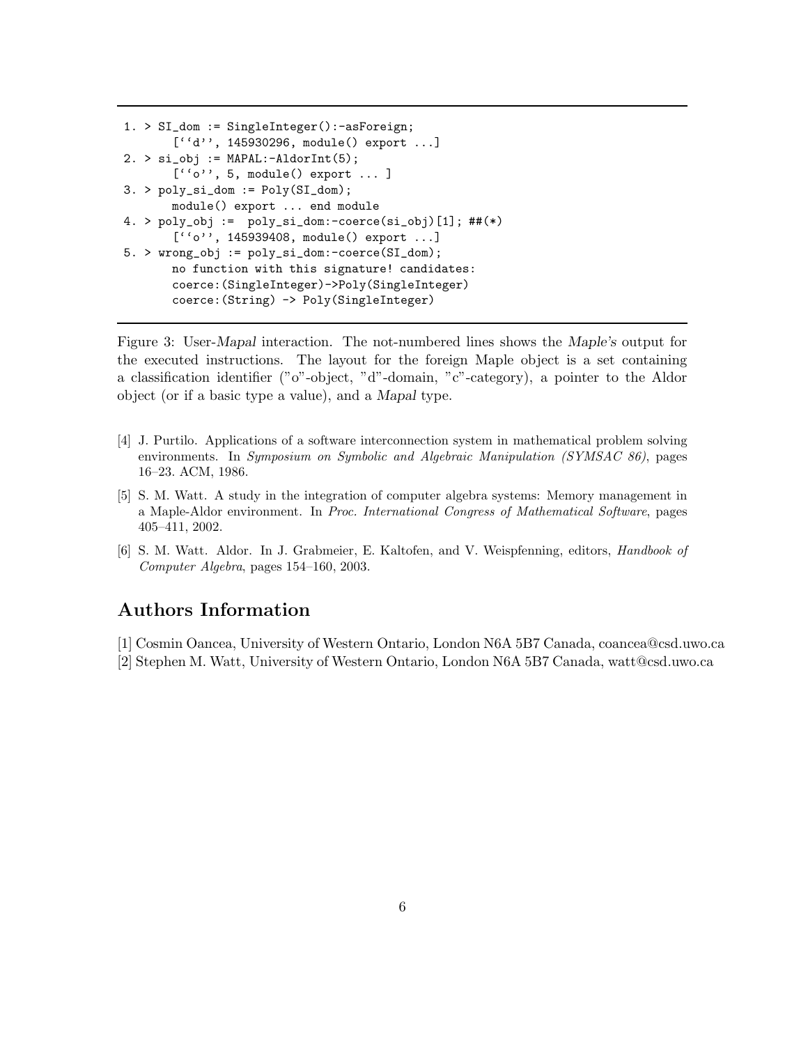```
1. > SI_dom := SingleInteger():-asForeign;
       [``d'', 145930296, module() export ...]
2. > si_obj := MAPAL:-AldorInt(5);
       [``o'', 5, module() export ... ]
3. > poly_si_dom := Poly(SI_dom);
       module() export ... end module
4. > poly_obj :=  poly_si_dom:-coerce(si_obj)[1]; ##(*)
       [``o'', 145939408, module() export ...]
5. > wrong_obj := poly_si_dom:-coerce(SI_dom);
       no function with this signature! candidates:
       coerce:(SingleInteger)->Poly(SingleInteger)
       coerce:(String) -> Poly(SingleInteger)
```

Figure 3: User-*Mapal* interaction. The not-numbered lines shows the *Maple's* output for the executed instructions. The layout for the foreign Maple object is a set containing a classification identifier ("o"-object, "d"-domain, "c"-category), a pointer to the Aldor object (or if a basic type a value), and a *Mapal* type.

[4] J. Purtilo. Applications of a software interconnection system in mathematical problem solving environments. In *Symposium on Symbolic and Algebraic Manipulation (SYMSAC 86)*, pages 16–23. ACM, 1986.

[5] S. M. Watt. A study in the integration of computer algebra systems: Memory management in a Maple-Aldor environment. In *Proc. International Congress of Mathematical Software*, pages 405–411, 2002.

[6] S. M. Watt. Aldor. In J. Grabmeier, E. Kaltofen, and V. Weispfenning, editors, *Handbook of Computer Algebra*, pages 154–160, 2003.

## Authors Information

[1] Cosmin Oancea, University of Western Ontario, London N6A 5B7 Canada, coancea@csd.uwo.ca
[2] Stephen M. Watt, University of Western Ontario, London N6A 5B7 Canada, watt@csd.uwo.ca